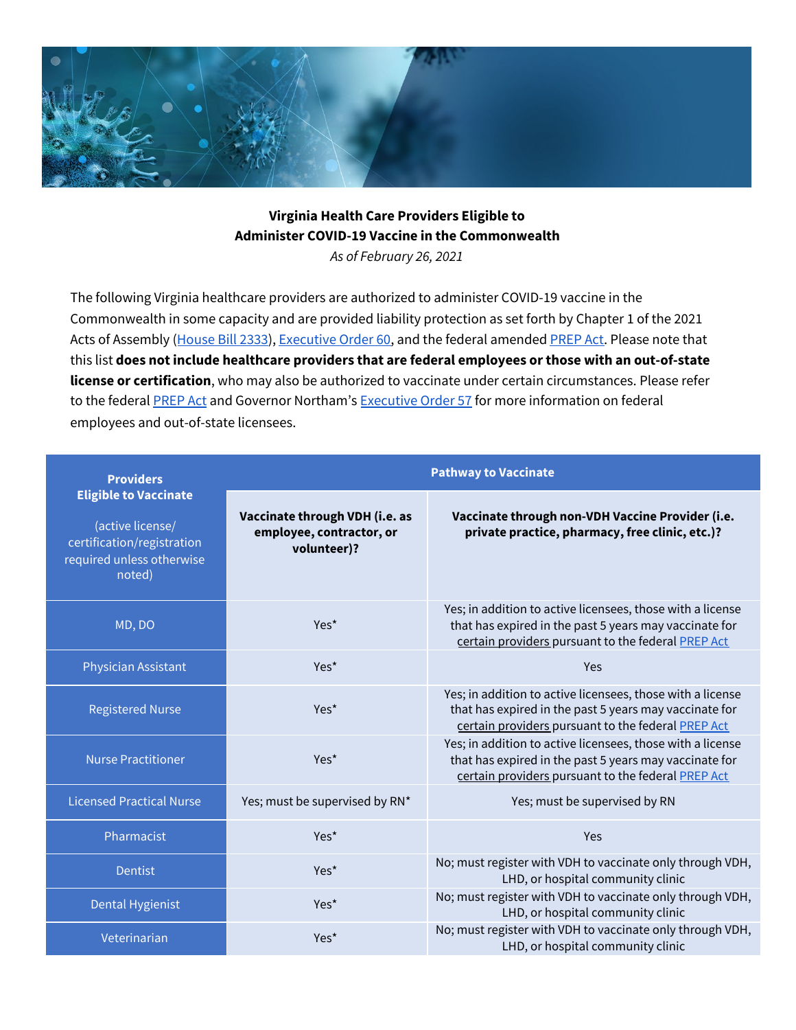**Virginia Health Care Providers Eligible to Administer COVID-19 Vaccine in the Commonwealth**

*As of February 26, 2021*

The following Virginia healthcare providers are authorized to administer COVID-19 vaccine in the Commonwealth in some capacity and are provided liability protection as set forth by Chapter 1 of the 2021 Acts of Assembly (House Bill 2333), Executive Order 60, and the federal amended PREP Act. Please note that this list **does not include healthcare providers that are federal employees or those with an out-of-state license or certification**, who may also be authorized to vaccinate under certain circumstances. Please refer to the federal PREP Act and Governor Northam's Executive Order 57 for more information on federal employees and out-of-state licensees.

| **Providers Eligible to Vaccinate** (active license/ certification/registration required unless otherwise noted) | **Pathway to Vaccinate** | |
|---|---|---|
| | **Vaccinate through VDH (i.e. as employee, contractor, or volunteer)?** | **Vaccinate through non-VDH Vaccine Provider (i.e. private practice, pharmacy, free clinic, etc.)?** |
| MD, DO | Yes* | Yes; in addition to active licensees, those with a license that has expired in the past 5 years may vaccinate for certain providers pursuant to the federal PREP Act |
| Physician Assistant | Yes* | Yes |
| Registered Nurse | Yes* | Yes; in addition to active licensees, those with a license that has expired in the past 5 years may vaccinate for certain providers pursuant to the federal PREP Act |
| Nurse Practitioner | Yes* | Yes; in addition to active licensees, those with a license that has expired in the past 5 years may vaccinate for certain providers pursuant to the federal PREP Act |
| Licensed Practical Nurse | Yes; must be supervised by RN* | Yes; must be supervised by RN |
| Pharmacist | Yes* | Yes |
| Dentist | Yes* | No; must register with VDH to vaccinate only through VDH, LHD, or hospital community clinic |
| Dental Hygienist | Yes* | No; must register with VDH to vaccinate only through VDH, LHD, or hospital community clinic |
| Veterinarian | Yes* | No; must register with VDH to vaccinate only through VDH, LHD, or hospital community clinic |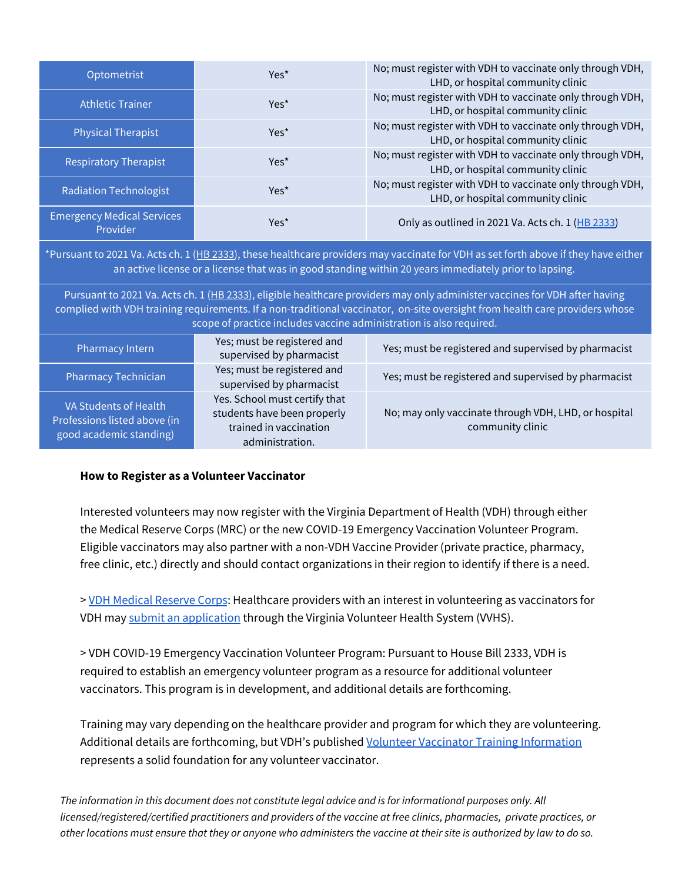| | | |
|---|---|---|
| Optometrist | Yes* | No; must register with VDH to vaccinate only through VDH, LHD, or hospital community clinic |
| Athletic Trainer | Yes* | No; must register with VDH to vaccinate only through VDH, LHD, or hospital community clinic |
| Physical Therapist | Yes* | No; must register with VDH to vaccinate only through VDH, LHD, or hospital community clinic |
| Respiratory Therapist | Yes* | No; must register with VDH to vaccinate only through VDH, LHD, or hospital community clinic |
| Radiation Technologist | Yes* | No; must register with VDH to vaccinate only through VDH, LHD, or hospital community clinic |
| Emergency Medical Services Provider | Yes* | Only as outlined in 2021 Va. Acts ch. 1 (HB 2333) |
| *Pursuant to 2021 Va. Acts ch. 1 (HB 2333), these healthcare providers may vaccinate for VDH as set forth above if they have either an active license or a license that was in good standing within 20 years immediately prior to lapsing. | | |
| Pursuant to 2021 Va. Acts ch. 1 (HB 2333), eligible healthcare providers may only administer vaccines for VDH after having complied with VDH training requirements. If a non-traditional vaccinator, on-site oversight from health care providers whose scope of practice includes vaccine administration is also required. | | |
| Pharmacy Intern | Yes; must be registered and supervised by pharmacist | Yes; must be registered and supervised by pharmacist |
| Pharmacy Technician | Yes; must be registered and supervised by pharmacist | Yes; must be registered and supervised by pharmacist |
| VA Students of Health Professions listed above (in good academic standing) | Yes. School must certify that students have been properly trained in vaccination administration. | No; may only vaccinate through VDH, LHD, or hospital community clinic |

**How to Register as a Volunteer Vaccinator**

Interested volunteers may now register with the Virginia Department of Health (VDH) through either the Medical Reserve Corps (MRC) or the new COVID-19 Emergency Vaccination Volunteer Program. Eligible vaccinators may also partner with a non-VDH Vaccine Provider (private practice, pharmacy, free clinic, etc.) directly and should contact organizations in their region to identify if there is a need.

> VDH Medical Reserve Corps: Healthcare providers with an interest in volunteering as vaccinators for VDH may submit an application through the Virginia Volunteer Health System (VVHS).

> VDH COVID-19 Emergency Vaccination Volunteer Program: Pursuant to House Bill 2333, VDH is required to establish an emergency volunteer program as a resource for additional volunteer vaccinators. This program is in development, and additional details are forthcoming.

Training may vary depending on the healthcare provider and program for which they are volunteering. Additional details are forthcoming, but VDH's published Volunteer Vaccinator Training Information represents a solid foundation for any volunteer vaccinator.

*The information in this document does not constitute legal advice and is for informational purposes only. All licensed/registered/certified practitioners and providers of the vaccine at free clinics, pharmacies, private practices, or other locations must ensure that they or anyone who administers the vaccine at their site is authorized by law to do so.*